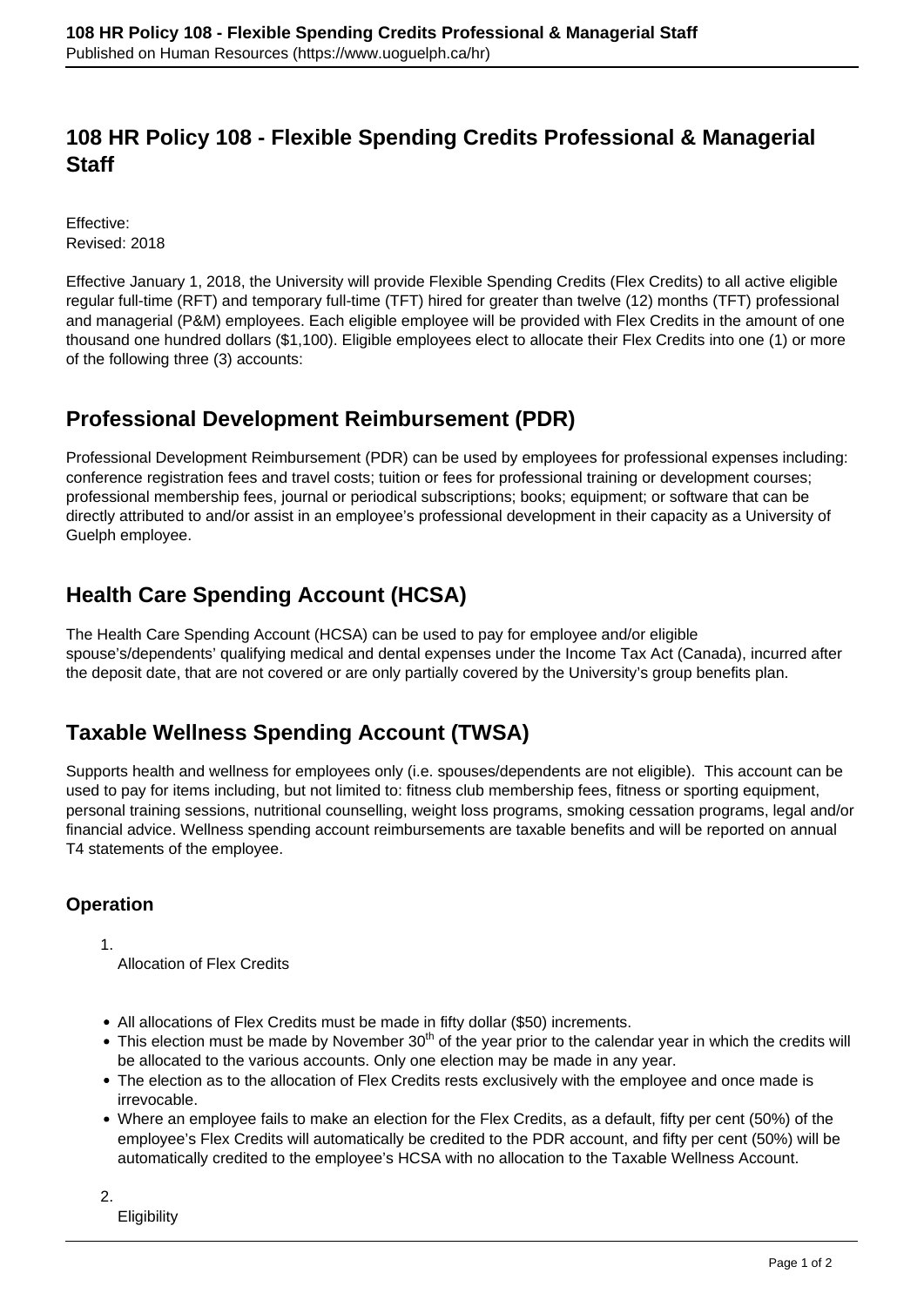# 108 HR Policy 108 - Flexible Spending Credits Professional & Managerial Staff

Effective:
Revised: 2018

Effective January 1, 2018, the University will provide Flexible Spending Credits (Flex Credits) to all active eligible regular full-time (RFT) and temporary full-time (TFT) hired for greater than twelve (12) months (TFT) professional and managerial (P&M) employees. Each eligible employee will be provided with Flex Credits in the amount of one thousand one hundred dollars ($1,100). Eligible employees elect to allocate their Flex Credits into one (1) or more of the following three (3) accounts:

## Professional Development Reimbursement (PDR)

Professional Development Reimbursement (PDR) can be used by employees for professional expenses including: conference registration fees and travel costs; tuition or fees for professional training or development courses; professional membership fees, journal or periodical subscriptions; books; equipment; or software that can be directly attributed to and/or assist in an employee's professional development in their capacity as a University of Guelph employee.

## Health Care Spending Account (HCSA)

The Health Care Spending Account (HCSA) can be used to pay for employee and/or eligible spouse's/dependents' qualifying medical and dental expenses under the Income Tax Act (Canada), incurred after the deposit date, that are not covered or are only partially covered by the University's group benefits plan.

## Taxable Wellness Spending Account (TWSA)

Supports health and wellness for employees only (i.e. spouses/dependents are not eligible). This account can be used to pay for items including, but not limited to: fitness club membership fees, fitness or sporting equipment, personal training sessions, nutritional counselling, weight loss programs, smoking cessation programs, legal and/or financial advice. Wellness spending account reimbursements are taxable benefits and will be reported on annual T4 statements of the employee.

### Operation

1. Allocation of Flex Credits

- All allocations of Flex Credits must be made in fifty dollar ($50) increments.
- This election must be made by November 30th of the year prior to the calendar year in which the credits will be allocated to the various accounts. Only one election may be made in any year.
- The election as to the allocation of Flex Credits rests exclusively with the employee and once made is irrevocable.
- Where an employee fails to make an election for the Flex Credits, as a default, fifty per cent (50%) of the employee's Flex Credits will automatically be credited to the PDR account, and fifty per cent (50%) will be automatically credited to the employee's HCSA with no allocation to the Taxable Wellness Account.

2. Eligibility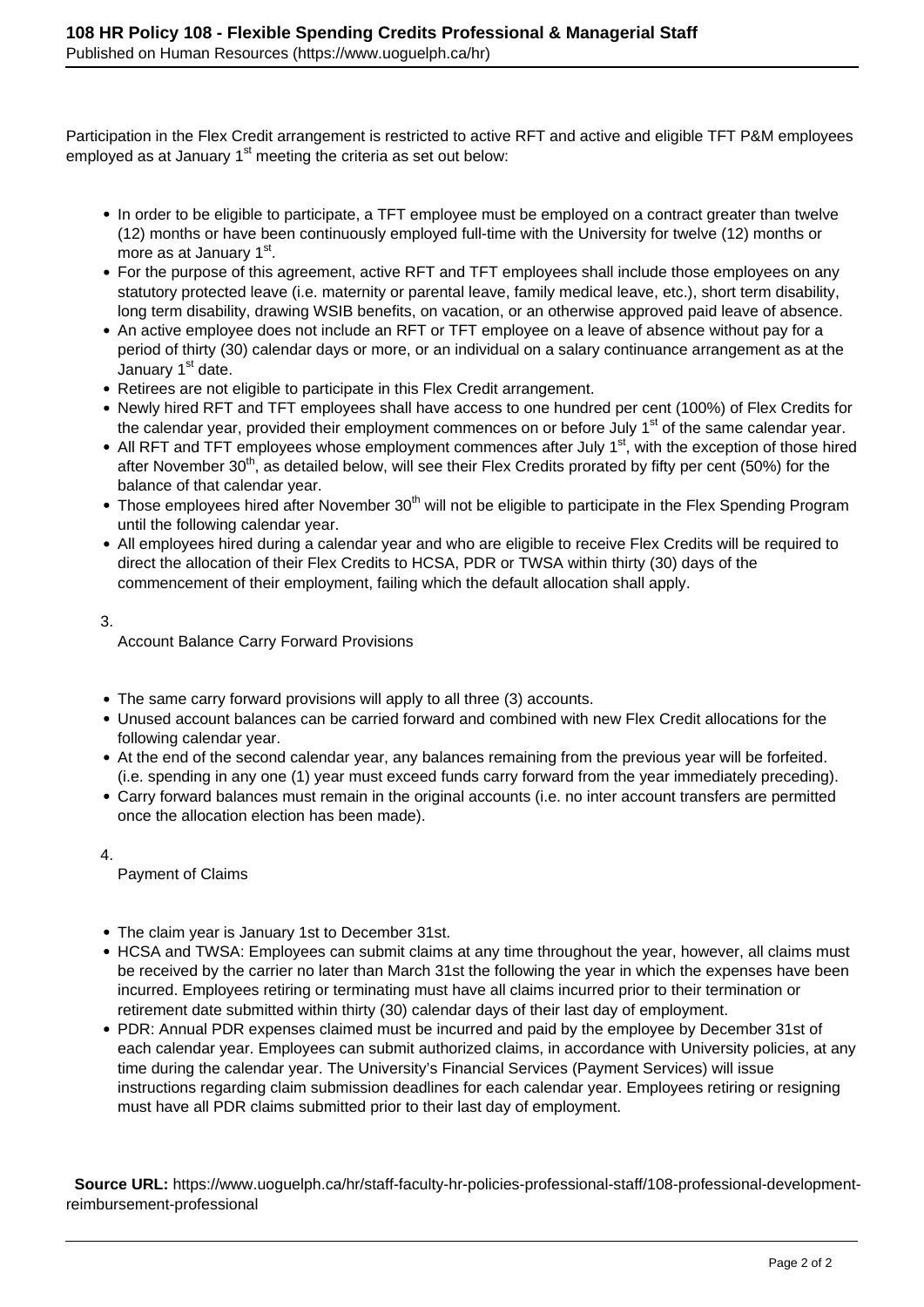Participation in the Flex Credit arrangement is restricted to active RFT and active and eligible TFT P&M employees employed as at January 1st meeting the criteria as set out below:

- In order to be eligible to participate, a TFT employee must be employed on a contract greater than twelve (12) months or have been continuously employed full-time with the University for twelve (12) months or more as at January 1st.
- For the purpose of this agreement, active RFT and TFT employees shall include those employees on any statutory protected leave (i.e. maternity or parental leave, family medical leave, etc.), short term disability, long term disability, drawing WSIB benefits, on vacation, or an otherwise approved paid leave of absence.
- An active employee does not include an RFT or TFT employee on a leave of absence without pay for a period of thirty (30) calendar days or more, or an individual on a salary continuance arrangement as at the January 1st date.
- Retirees are not eligible to participate in this Flex Credit arrangement.
- Newly hired RFT and TFT employees shall have access to one hundred per cent (100%) of Flex Credits for the calendar year, provided their employment commences on or before July 1st of the same calendar year.
- All RFT and TFT employees whose employment commences after July 1st, with the exception of those hired after November 30th, as detailed below, will see their Flex Credits prorated by fifty per cent (50%) for the balance of that calendar year.
- Those employees hired after November 30th will not be eligible to participate in the Flex Spending Program until the following calendar year.
- All employees hired during a calendar year and who are eligible to receive Flex Credits will be required to direct the allocation of their Flex Credits to HCSA, PDR or TWSA within thirty (30) days of the commencement of their employment, failing which the default allocation shall apply.

3. Account Balance Carry Forward Provisions

- The same carry forward provisions will apply to all three (3) accounts.
- Unused account balances can be carried forward and combined with new Flex Credit allocations for the following calendar year.
- At the end of the second calendar year, any balances remaining from the previous year will be forfeited. (i.e. spending in any one (1) year must exceed funds carry forward from the year immediately preceding).
- Carry forward balances must remain in the original accounts (i.e. no inter account transfers are permitted once the allocation election has been made).

4. Payment of Claims

- The claim year is January 1st to December 31st.
- HCSA and TWSA: Employees can submit claims at any time throughout the year, however, all claims must be received by the carrier no later than March 31st the following the year in which the expenses have been incurred. Employees retiring or terminating must have all claims incurred prior to their termination or retirement date submitted within thirty (30) calendar days of their last day of employment.
- PDR: Annual PDR expenses claimed must be incurred and paid by the employee by December 31st of each calendar year. Employees can submit authorized claims, in accordance with University policies, at any time during the calendar year. The University's Financial Services (Payment Services) will issue instructions regarding claim submission deadlines for each calendar year. Employees retiring or resigning must have all PDR claims submitted prior to their last day of employment.

**Source URL:** https://www.uoguelph.ca/hr/staff-faculty-hr-policies-professional-staff/108-professional-development-reimbursement-professional